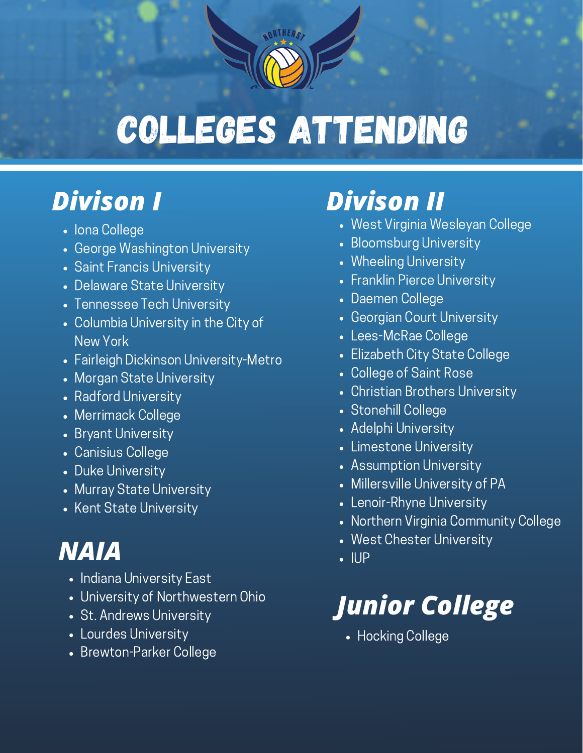# COLLEGES ATTENDING

## Divison I

- Iona College
- George Washington University
- Saint Francis University
- Delaware State University
- Tennessee Tech University
- Columbia University in the City of New York
- Fairleigh Dickinson University-Metro
- Morgan State University
- Radford University
- Merrimack College
- Bryant University
- Canisius College
- Duke University
- Murray State University
- Kent State University

## NAIA

- Indiana University East
- University of Northwestern Ohio
- St. Andrews University
- Lourdes University
- Brewton-Parker College

## Divison II

- West Virginia Wesleyan College
- Bloomsburg University
- Wheeling University
- Franklin Pierce University
- Daemen College
- Georgian Court University
- Lees-McRae College
- Elizabeth City State College
- College of Saint Rose
- Christian Brothers University
- Stonehill College
- Adelphi University
- Limestone University
- Assumption University
- Millersville University of PA
- Lenoir-Rhyne University
- Northern Virginia Community College
- West Chester University
- IUP

## Junior College

- Hocking College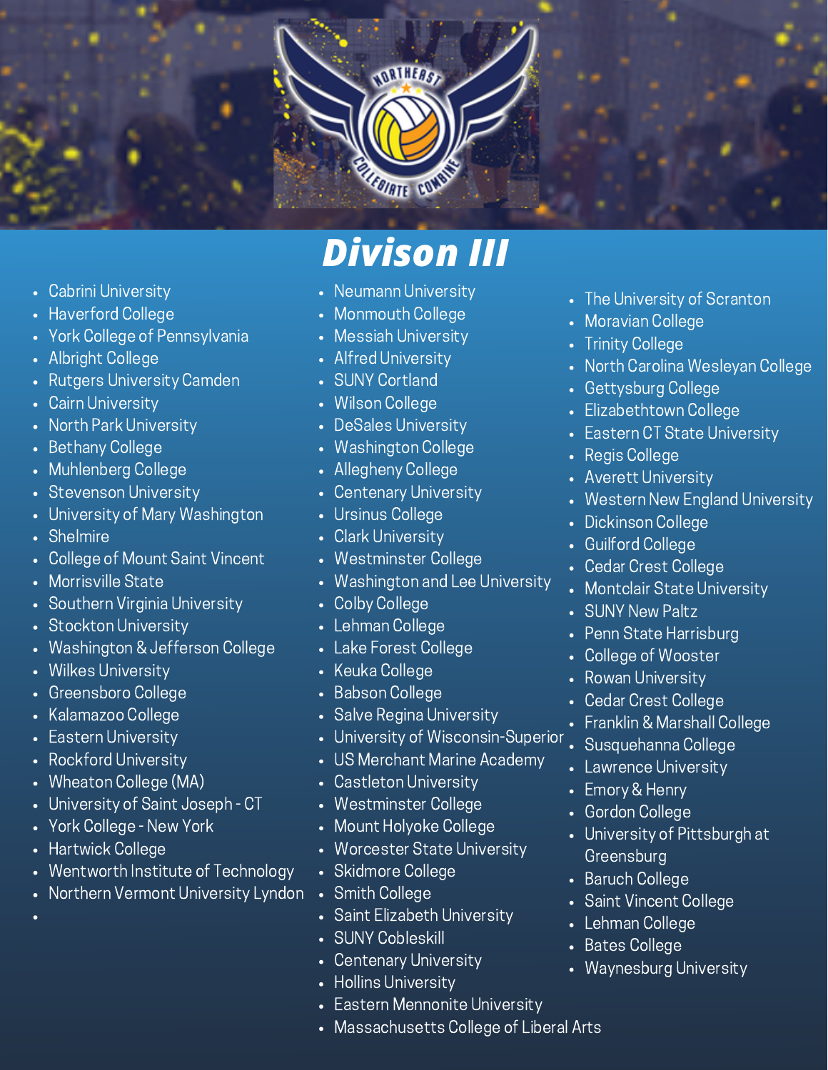# Divison III

- Cabrini University
- Haverford College
- York College of Pennsylvania
- Albright College
- Rutgers University Camden
- Cairn University
- North Park University
- Bethany College
- Muhlenberg College
- Stevenson University
- University of Mary Washington
- Shelmire
- College of Mount Saint Vincent
- Morrisville State
- Southern Virginia University
- Stockton University
- Washington & Jefferson College
- Wilkes University
- Greensboro College
- Kalamazoo College
- Eastern University
- Rockford University
- Wheaton College (MA)
- University of Saint Joseph - CT
- York College - New York
- Hartwick College
- Wentworth Institute of Technology
- Northern Vermont University Lyndon
- Neumann University
- Monmouth College
- Messiah University
- Alfred University
- SUNY Cortland
- Wilson College
- DeSales University
- Washington College
- Allegheny College
- Centenary University
- Ursinus College
- Clark University
- Westminster College
- Washington and Lee University
- Colby College
- Lehman College
- Lake Forest College
- Keuka College
- Babson College
- Salve Regina University
- University of Wisconsin-Superior
- US Merchant Marine Academy
- Castleton University
- Westminster College
- Mount Holyoke College
- Worcester State University
- Skidmore College
- Smith College
- Saint Elizabeth University
- SUNY Cobleskill
- Centenary University
- Hollins University
- Eastern Mennonite University
- Massachusetts College of Liberal Arts
- The University of Scranton
- Moravian College
- Trinity College
- North Carolina Wesleyan College
- Gettysburg College
- Elizabethtown College
- Eastern CT State University
- Regis College
- Averett University
- Western New England University
- Dickinson College
- Guilford College
- Cedar Crest College
- Montclair State University
- SUNY New Paltz
- Penn State Harrisburg
- College of Wooster
- Rowan University
- Cedar Crest College
- Franklin & Marshall College
- Susquehanna College
- Lawrence University
- Emory & Henry
- Gordon College
- University of Pittsburgh at Greensburg
- Baruch College
- Saint Vincent College
- Lehman College
- Bates College
- Waynesburg University